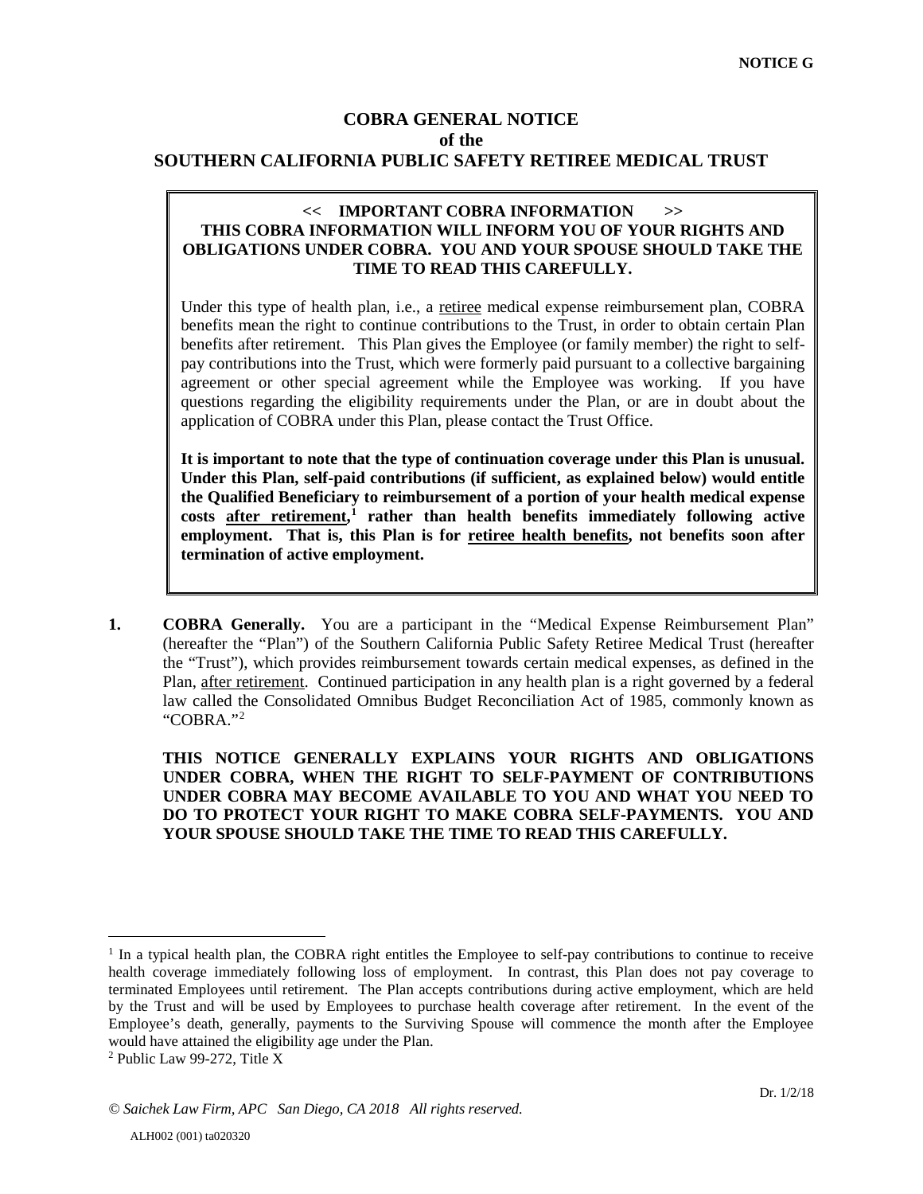NOTICE G

# COBRA GENERAL NOTICE
# of the
# SOUTHERN CALIFORNIA PUBLIC SAFETY RETIREE MEDICAL TRUST

**<< IMPORTANT COBRA INFORMATION >>**
**THIS COBRA INFORMATION WILL INFORM YOU OF YOUR RIGHTS AND OBLIGATIONS UNDER COBRA. YOU AND YOUR SPOUSE SHOULD TAKE THE TIME TO READ THIS CAREFULLY.**

Under this type of health plan, i.e., a <u>retiree</u> medical expense reimbursement plan, COBRA benefits mean the right to continue contributions to the Trust, in order to obtain certain Plan benefits after retirement. This Plan gives the Employee (or family member) the right to self-pay contributions into the Trust, which were formerly paid pursuant to a collective bargaining agreement or other special agreement while the Employee was working. If you have questions regarding the eligibility requirements under the Plan, or are in doubt about the application of COBRA under this Plan, please contact the Trust Office.

**It is important to note that the type of continuation coverage under this Plan is unusual. Under this Plan, self-paid contributions (if sufficient, as explained below) would entitle the Qualified Beneficiary to reimbursement of a portion of your health medical expense costs <u>after retirement</u>,[1] rather than health benefits immediately following active employment. That is, this Plan is for <u>retiree health benefits</u>, not benefits soon after termination of active employment.**

**1. COBRA Generally.** You are a participant in the "Medical Expense Reimbursement Plan" (hereafter the "Plan") of the Southern California Public Safety Retiree Medical Trust (hereafter the "Trust"), which provides reimbursement towards certain medical expenses, as defined in the Plan, <u>after retirement</u>. Continued participation in any health plan is a right governed by a federal law called the Consolidated Omnibus Budget Reconciliation Act of 1985, commonly known as "COBRA."[2]

**THIS NOTICE GENERALLY EXPLAINS YOUR RIGHTS AND OBLIGATIONS UNDER COBRA, WHEN THE RIGHT TO SELF-PAYMENT OF CONTRIBUTIONS UNDER COBRA MAY BECOME AVAILABLE TO YOU AND WHAT YOU NEED TO DO TO PROTECT YOUR RIGHT TO MAKE COBRA SELF-PAYMENTS. YOU AND YOUR SPOUSE SHOULD TAKE THE TIME TO READ THIS CAREFULLY.**

---

[1] In a typical health plan, the COBRA right entitles the Employee to self-pay contributions to continue to receive health coverage immediately following loss of employment. In contrast, this Plan does not pay coverage to terminated Employees until retirement. The Plan accepts contributions during active employment, which are held by the Trust and will be used by Employees to purchase health coverage after retirement. In the event of the Employee's death, generally, payments to the Surviving Spouse will commence the month after the Employee would have attained the eligibility age under the Plan.

[2] Public Law 99-272, Title X

Dr. 1/2/18

*© Saichek Law Firm, APC San Diego, CA 2018 All rights reserved.*

ALH002 (001) ta020320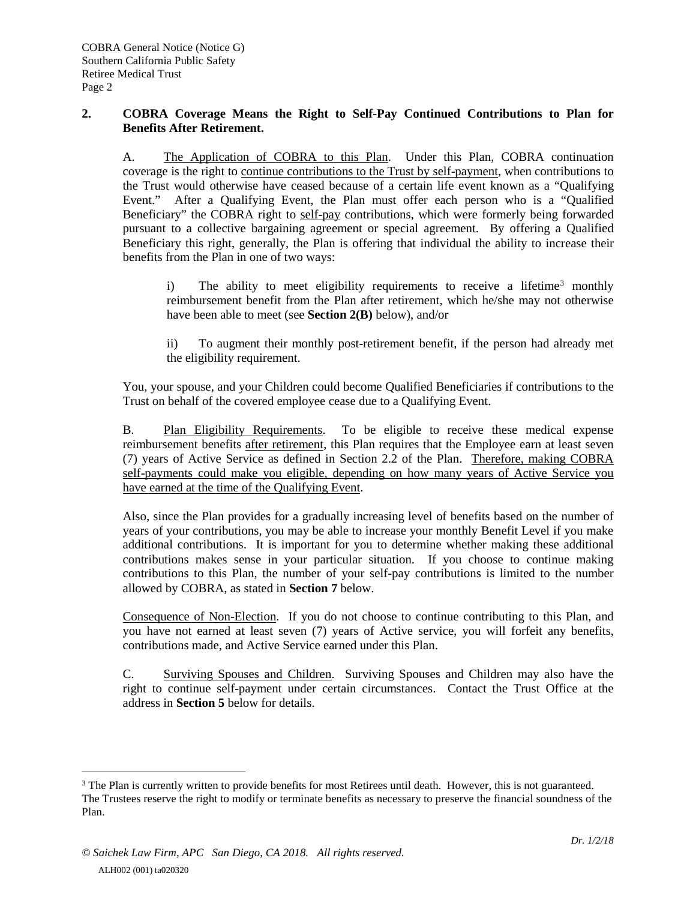## 2. COBRA Coverage Means the Right to Self-Pay Continued Contributions to Plan for Benefits After Retirement.

A. The Application of COBRA to this Plan. Under this Plan, COBRA continuation coverage is the right to continue contributions to the Trust by self-payment, when contributions to the Trust would otherwise have ceased because of a certain life event known as a "Qualifying Event." After a Qualifying Event, the Plan must offer each person who is a "Qualified Beneficiary" the COBRA right to self-pay contributions, which were formerly being forwarded pursuant to a collective bargaining agreement or special agreement. By offering a Qualified Beneficiary this right, generally, the Plan is offering that individual the ability to increase their benefits from the Plan in one of two ways:

> i) The ability to meet eligibility requirements to receive a lifetime[3] monthly reimbursement benefit from the Plan after retirement, which he/she may not otherwise have been able to meet (see **Section 2(B)** below), and/or
>
> ii) To augment their monthly post-retirement benefit, if the person had already met the eligibility requirement.

You, your spouse, and your Children could become Qualified Beneficiaries if contributions to the Trust on behalf of the covered employee cease due to a Qualifying Event.

B. Plan Eligibility Requirements. To be eligible to receive these medical expense reimbursement benefits after retirement, this Plan requires that the Employee earn at least seven (7) years of Active Service as defined in Section 2.2 of the Plan. Therefore, making COBRA self-payments could make you eligible, depending on how many years of Active Service you have earned at the time of the Qualifying Event.

Also, since the Plan provides for a gradually increasing level of benefits based on the number of years of your contributions, you may be able to increase your monthly Benefit Level if you make additional contributions. It is important for you to determine whether making these additional contributions makes sense in your particular situation. If you choose to continue making contributions to this Plan, the number of your self-pay contributions is limited to the number allowed by COBRA, as stated in **Section 7** below.

Consequence of Non-Election. If you do not choose to continue contributing to this Plan, and you have not earned at least seven (7) years of Active service, you will forfeit any benefits, contributions made, and Active Service earned under this Plan.

C. Surviving Spouses and Children. Surviving Spouses and Children may also have the right to continue self-payment under certain circumstances. Contact the Trust Office at the address in **Section 5** below for details.

---

[3] The Plan is currently written to provide benefits for most Retirees until death. However, this is not guaranteed. The Trustees reserve the right to modify or terminate benefits as necessary to preserve the financial soundness of the Plan.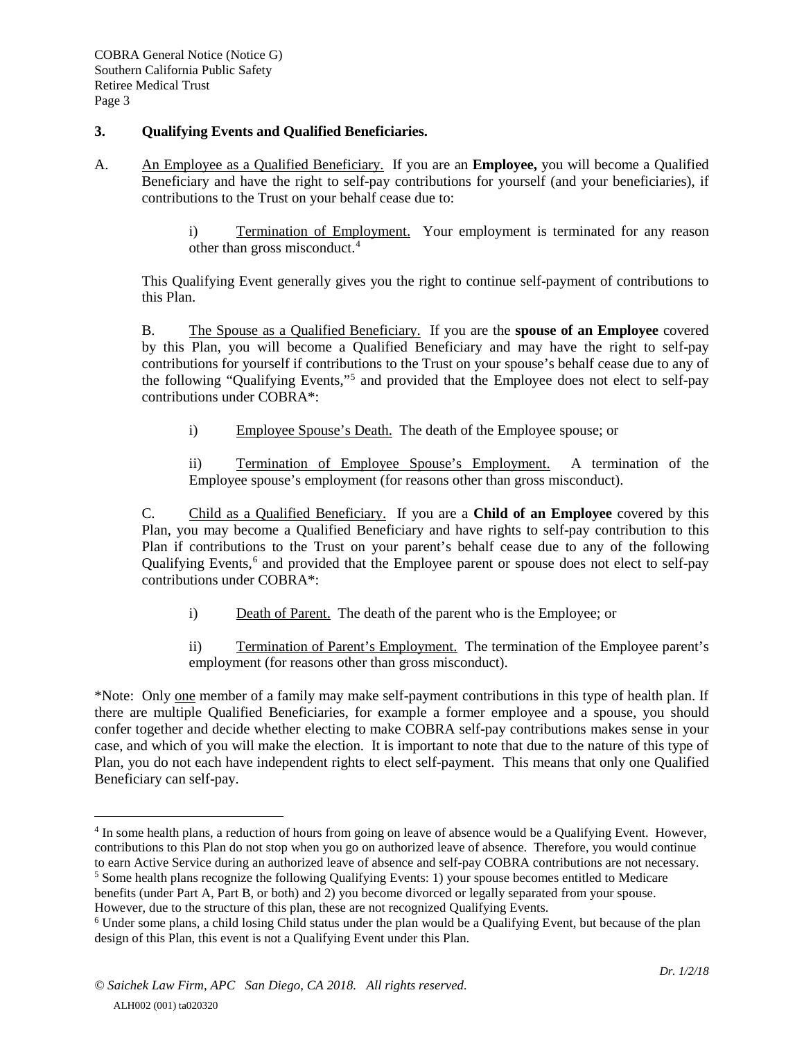## 3. Qualifying Events and Qualified Beneficiaries.

A. An Employee as a Qualified Beneficiary. If you are an **Employee,** you will become a Qualified Beneficiary and have the right to self-pay contributions for yourself (and your beneficiaries), if contributions to the Trust on your behalf cease due to:

i) Termination of Employment. Your employment is terminated for any reason other than gross misconduct.[4]

This Qualifying Event generally gives you the right to continue self-payment of contributions to this Plan.

B. The Spouse as a Qualified Beneficiary. If you are the **spouse of an Employee** covered by this Plan, you will become a Qualified Beneficiary and may have the right to self-pay contributions for yourself if contributions to the Trust on your spouse's behalf cease due to any of the following "Qualifying Events,"[5] and provided that the Employee does not elect to self-pay contributions under COBRA*:

i) Employee Spouse's Death. The death of the Employee spouse; or

ii) Termination of Employee Spouse's Employment. A termination of the Employee spouse's employment (for reasons other than gross misconduct).

C. Child as a Qualified Beneficiary. If you are a **Child of an Employee** covered by this Plan, you may become a Qualified Beneficiary and have rights to self-pay contribution to this Plan if contributions to the Trust on your parent's behalf cease due to any of the following Qualifying Events,[6] and provided that the Employee parent or spouse does not elect to self-pay contributions under COBRA*:

i) Death of Parent. The death of the parent who is the Employee; or

ii) Termination of Parent's Employment. The termination of the Employee parent's employment (for reasons other than gross misconduct).

*Note: Only one member of a family may make self-payment contributions in this type of health plan. If there are multiple Qualified Beneficiaries, for example a former employee and a spouse, you should confer together and decide whether electing to make COBRA self-pay contributions makes sense in your case, and which of you will make the election. It is important to note that due to the nature of this type of Plan, you do not each have independent rights to elect self-payment. This means that only one Qualified Beneficiary can self-pay.

---

[4] In some health plans, a reduction of hours from going on leave of absence would be a Qualifying Event. However, contributions to this Plan do not stop when you go on authorized leave of absence. Therefore, you would continue to earn Active Service during an authorized leave of absence and self-pay COBRA contributions are not necessary.

[5] Some health plans recognize the following Qualifying Events: 1) your spouse becomes entitled to Medicare benefits (under Part A, Part B, or both) and 2) you become divorced or legally separated from your spouse. However, due to the structure of this plan, these are not recognized Qualifying Events.

[6] Under some plans, a child losing Child status under the plan would be a Qualifying Event, but because of the plan design of this Plan, this event is not a Qualifying Event under this Plan.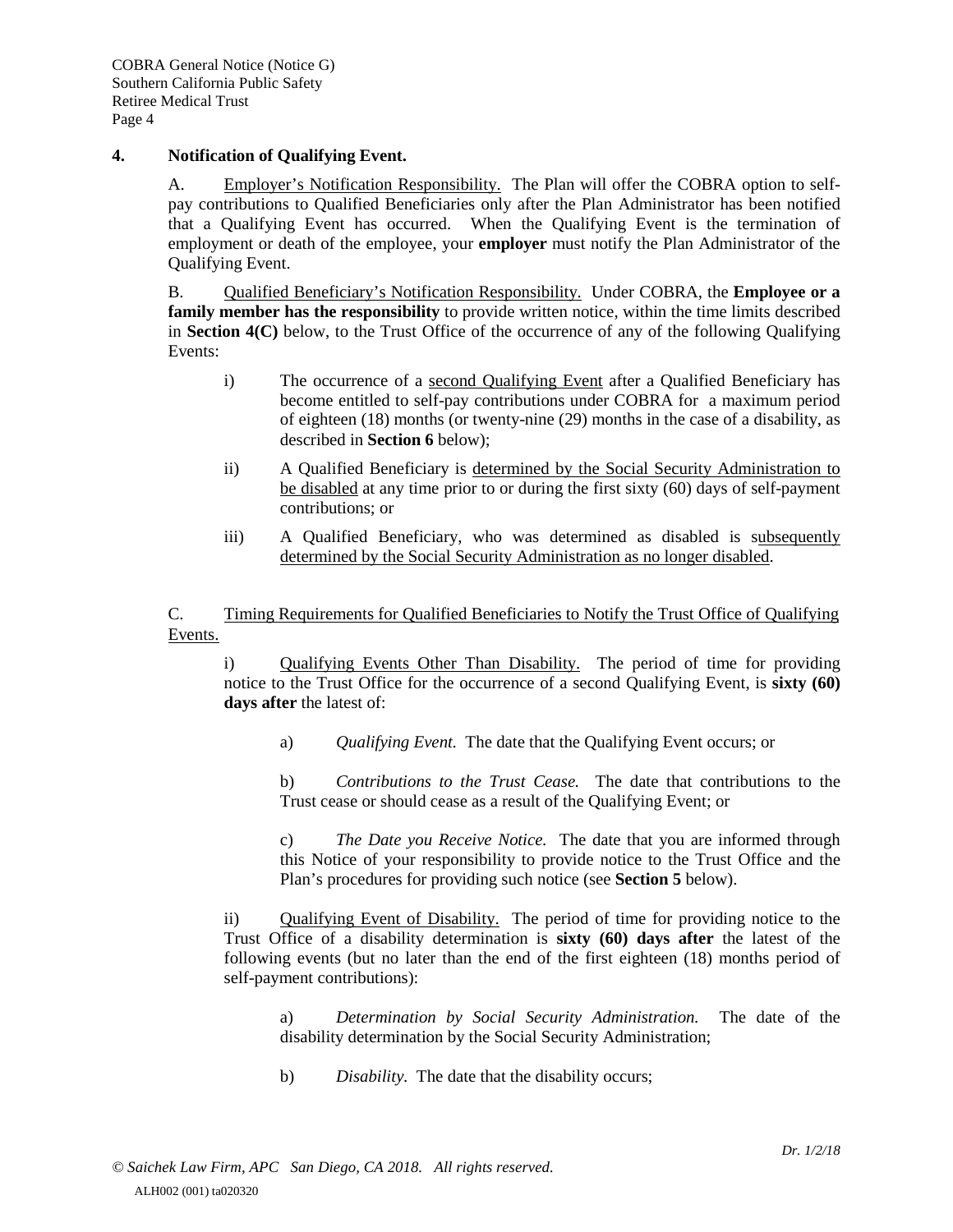## 4. Notification of Qualifying Event.

A. Employer's Notification Responsibility. The Plan will offer the COBRA option to self-pay contributions to Qualified Beneficiaries only after the Plan Administrator has been notified that a Qualifying Event has occurred. When the Qualifying Event is the termination of employment or death of the employee, your **employer** must notify the Plan Administrator of the Qualifying Event.

B. Qualified Beneficiary's Notification Responsibility. Under COBRA, the **Employee or a family member has the responsibility** to provide written notice, within the time limits described in **Section 4(C)** below, to the Trust Office of the occurrence of any of the following Qualifying Events:

i) The occurrence of a second Qualifying Event after a Qualified Beneficiary has become entitled to self-pay contributions under COBRA for a maximum period of eighteen (18) months (or twenty-nine (29) months in the case of a disability, as described in **Section 6** below);

ii) A Qualified Beneficiary is determined by the Social Security Administration to be disabled at any time prior to or during the first sixty (60) days of self-payment contributions; or

iii) A Qualified Beneficiary, who was determined as disabled is subsequently determined by the Social Security Administration as no longer disabled.

C. Timing Requirements for Qualified Beneficiaries to Notify the Trust Office of Qualifying Events.

i) Qualifying Events Other Than Disability. The period of time for providing notice to the Trust Office for the occurrence of a second Qualifying Event, is **sixty (60) days after** the latest of:

a) *Qualifying Event.* The date that the Qualifying Event occurs; or

b) *Contributions to the Trust Cease.* The date that contributions to the Trust cease or should cease as a result of the Qualifying Event; or

c) *The Date you Receive Notice.* The date that you are informed through this Notice of your responsibility to provide notice to the Trust Office and the Plan's procedures for providing such notice (see **Section 5** below).

ii) Qualifying Event of Disability. The period of time for providing notice to the Trust Office of a disability determination is **sixty (60) days after** the latest of the following events (but no later than the end of the first eighteen (18) months period of self-payment contributions):

a) *Determination by Social Security Administration.* The date of the disability determination by the Social Security Administration;

b) *Disability.* The date that the disability occurs;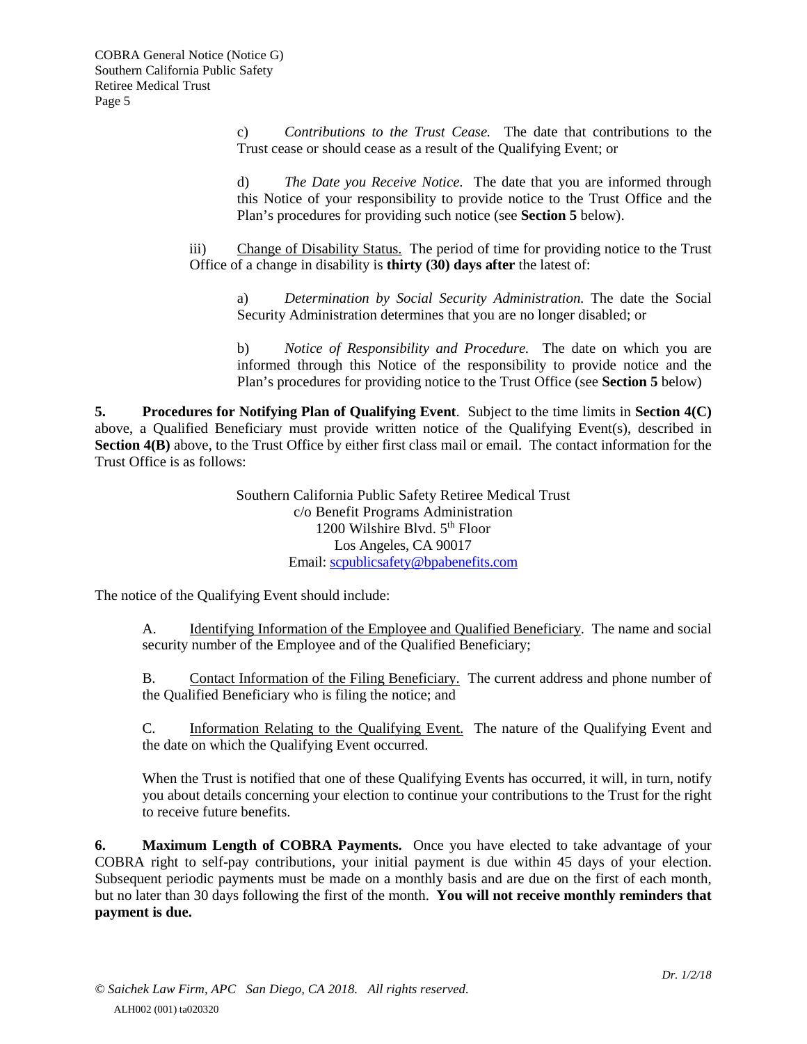c) *Contributions to the Trust Cease.* The date that contributions to the Trust cease or should cease as a result of the Qualifying Event; or

d) *The Date you Receive Notice.* The date that you are informed through this Notice of your responsibility to provide notice to the Trust Office and the Plan's procedures for providing such notice (see **Section 5** below).

iii) Change of Disability Status. The period of time for providing notice to the Trust Office of a change in disability is **thirty (30) days after** the latest of:

a) *Determination by Social Security Administration.* The date the Social Security Administration determines that you are no longer disabled; or

b) *Notice of Responsibility and Procedure.* The date on which you are informed through this Notice of the responsibility to provide notice and the Plan's procedures for providing notice to the Trust Office (see **Section 5** below)

**5. Procedures for Notifying Plan of Qualifying Event**. Subject to the time limits in **Section 4(C)** above, a Qualified Beneficiary must provide written notice of the Qualifying Event(s), described in **Section 4(B)** above, to the Trust Office by either first class mail or email. The contact information for the Trust Office is as follows:

Southern California Public Safety Retiree Medical Trust
c/o Benefit Programs Administration
1200 Wilshire Blvd. 5th Floor
Los Angeles, CA 90017
Email: scpublicsafety@bpabenefits.com

The notice of the Qualifying Event should include:

A. Identifying Information of the Employee and Qualified Beneficiary. The name and social security number of the Employee and of the Qualified Beneficiary;

B. Contact Information of the Filing Beneficiary. The current address and phone number of the Qualified Beneficiary who is filing the notice; and

C. Information Relating to the Qualifying Event. The nature of the Qualifying Event and the date on which the Qualifying Event occurred.

When the Trust is notified that one of these Qualifying Events has occurred, it will, in turn, notify you about details concerning your election to continue your contributions to the Trust for the right to receive future benefits.

**6. Maximum Length of COBRA Payments.** Once you have elected to take advantage of your COBRA right to self-pay contributions, your initial payment is due within 45 days of your election. Subsequent periodic payments must be made on a monthly basis and are due on the first of each month, but no later than 30 days following the first of the month. **You will not receive monthly reminders that payment is due.**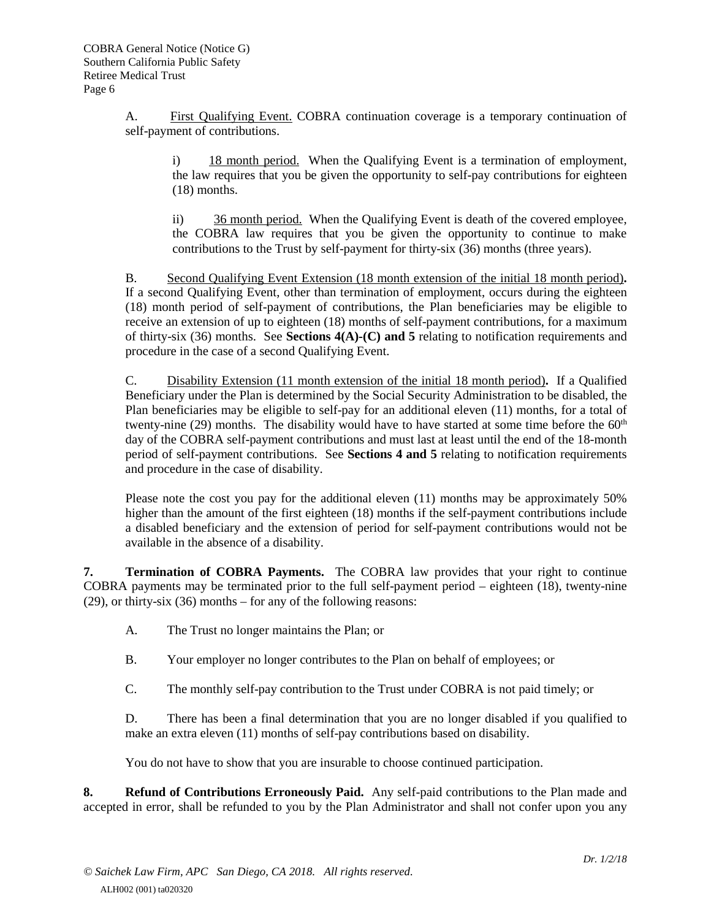A. <u>First Qualifying Event.</u> COBRA continuation coverage is a temporary continuation of self-payment of contributions.

i) <u>18 month period.</u> When the Qualifying Event is a termination of employment, the law requires that you be given the opportunity to self-pay contributions for eighteen (18) months.

ii) <u>36 month period.</u> When the Qualifying Event is death of the covered employee, the COBRA law requires that you be given the opportunity to continue to make contributions to the Trust by self-payment for thirty-six (36) months (three years).

B. <u>Second Qualifying Event Extension (18 month extension of the initial 18 month period)</u>**.** If a second Qualifying Event, other than termination of employment, occurs during the eighteen (18) month period of self-payment of contributions, the Plan beneficiaries may be eligible to receive an extension of up to eighteen (18) months of self-payment contributions, for a maximum of thirty-six (36) months. See **Sections 4(A)-(C) and 5** relating to notification requirements and procedure in the case of a second Qualifying Event.

C. <u>Disability Extension (11 month extension of the initial 18 month period)</u>**.** If a Qualified Beneficiary under the Plan is determined by the Social Security Administration to be disabled, the Plan beneficiaries may be eligible to self-pay for an additional eleven (11) months, for a total of twenty-nine (29) months. The disability would have to have started at some time before the 60th day of the COBRA self-payment contributions and must last at least until the end of the 18-month period of self-payment contributions. See **Sections 4 and 5** relating to notification requirements and procedure in the case of disability.

Please note the cost you pay for the additional eleven (11) months may be approximately 50% higher than the amount of the first eighteen (18) months if the self-payment contributions include a disabled beneficiary and the extension of period for self-payment contributions would not be available in the absence of a disability.

**7. Termination of COBRA Payments.** The COBRA law provides that your right to continue COBRA payments may be terminated prior to the full self-payment period – eighteen (18), twenty-nine (29), or thirty-six (36) months – for any of the following reasons:

A. The Trust no longer maintains the Plan; or

B. Your employer no longer contributes to the Plan on behalf of employees; or

C. The monthly self-pay contribution to the Trust under COBRA is not paid timely; or

D. There has been a final determination that you are no longer disabled if you qualified to make an extra eleven (11) months of self-pay contributions based on disability.

You do not have to show that you are insurable to choose continued participation.

**8. Refund of Contributions Erroneously Paid.** Any self-paid contributions to the Plan made and accepted in error, shall be refunded to you by the Plan Administrator and shall not confer upon you any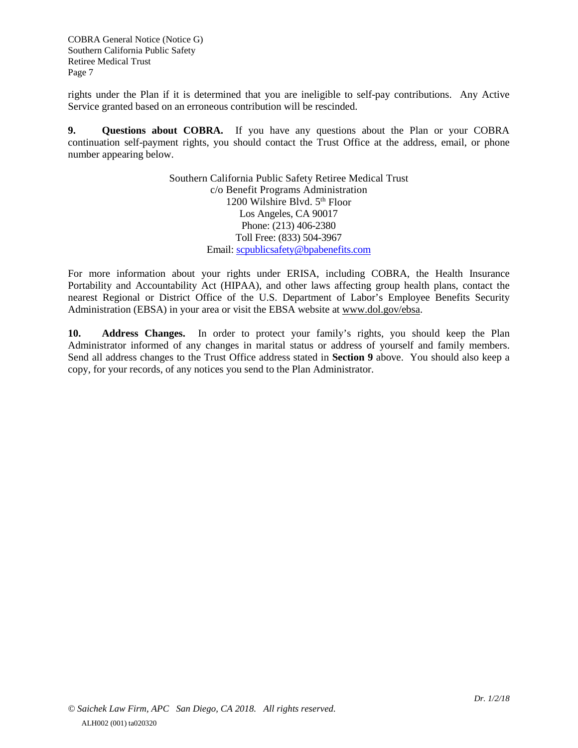rights under the Plan if it is determined that you are ineligible to self-pay contributions. Any Active Service granted based on an erroneous contribution will be rescinded.

**9. Questions about COBRA.** If you have any questions about the Plan or your COBRA continuation self-payment rights, you should contact the Trust Office at the address, email, or phone number appearing below.

Southern California Public Safety Retiree Medical Trust
c/o Benefit Programs Administration
1200 Wilshire Blvd. 5th Floor
Los Angeles, CA 90017
Phone: (213) 406-2380
Toll Free: (833) 504-3967
Email: scpublicsafety@bpabenefits.com

For more information about your rights under ERISA, including COBRA, the Health Insurance Portability and Accountability Act (HIPAA), and other laws affecting group health plans, contact the nearest Regional or District Office of the U.S. Department of Labor's Employee Benefits Security Administration (EBSA) in your area or visit the EBSA website at www.dol.gov/ebsa.

**10. Address Changes.** In order to protect your family's rights, you should keep the Plan Administrator informed of any changes in marital status or address of yourself and family members. Send all address changes to the Trust Office address stated in **Section 9** above. You should also keep a copy, for your records, of any notices you send to the Plan Administrator.

*Dr. 1/2/18*

*© Saichek Law Firm, APC San Diego, CA 2018. All rights reserved.*

ALH002 (001) ta020320